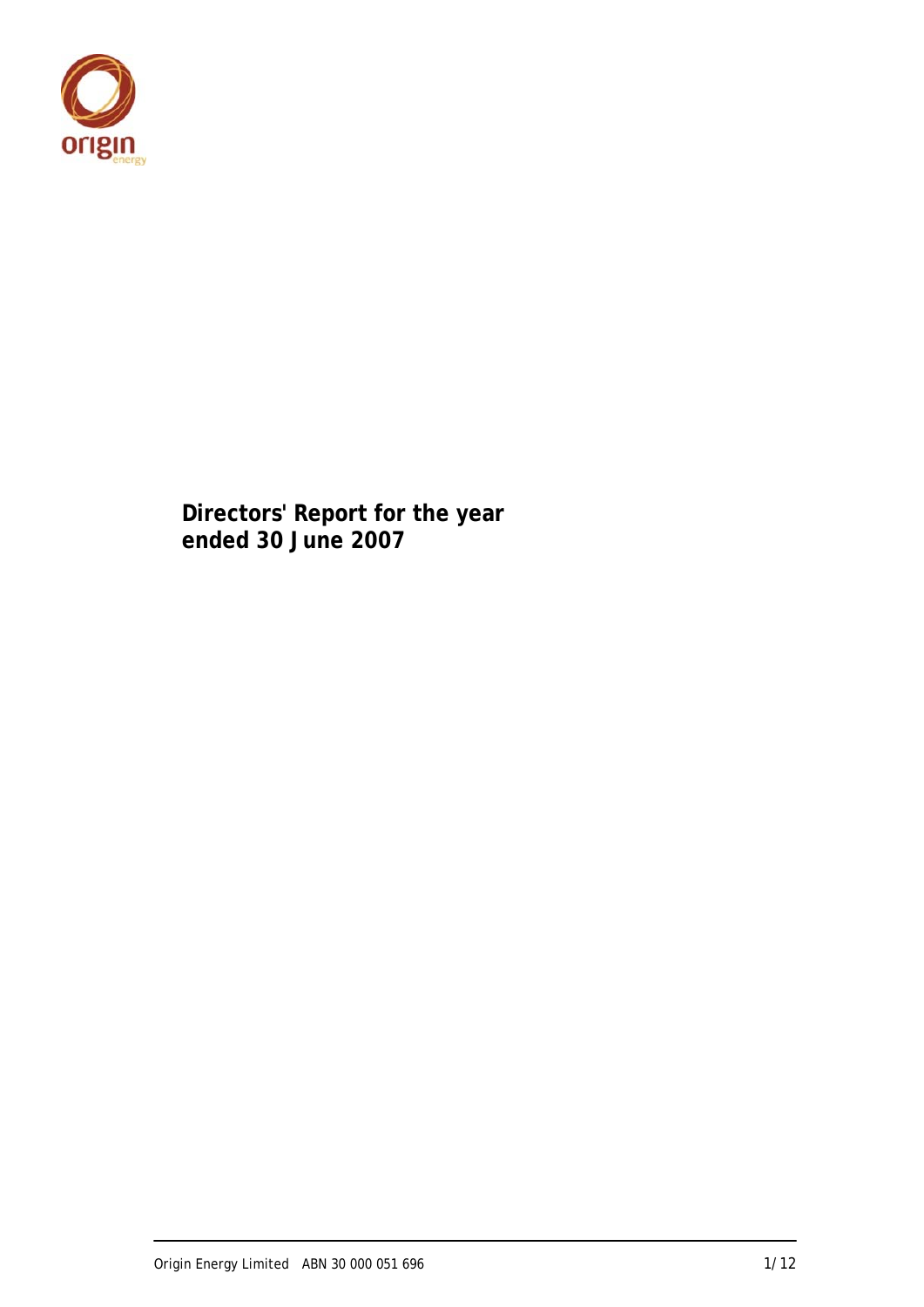# Directors' Report for the year ended 30 June 2007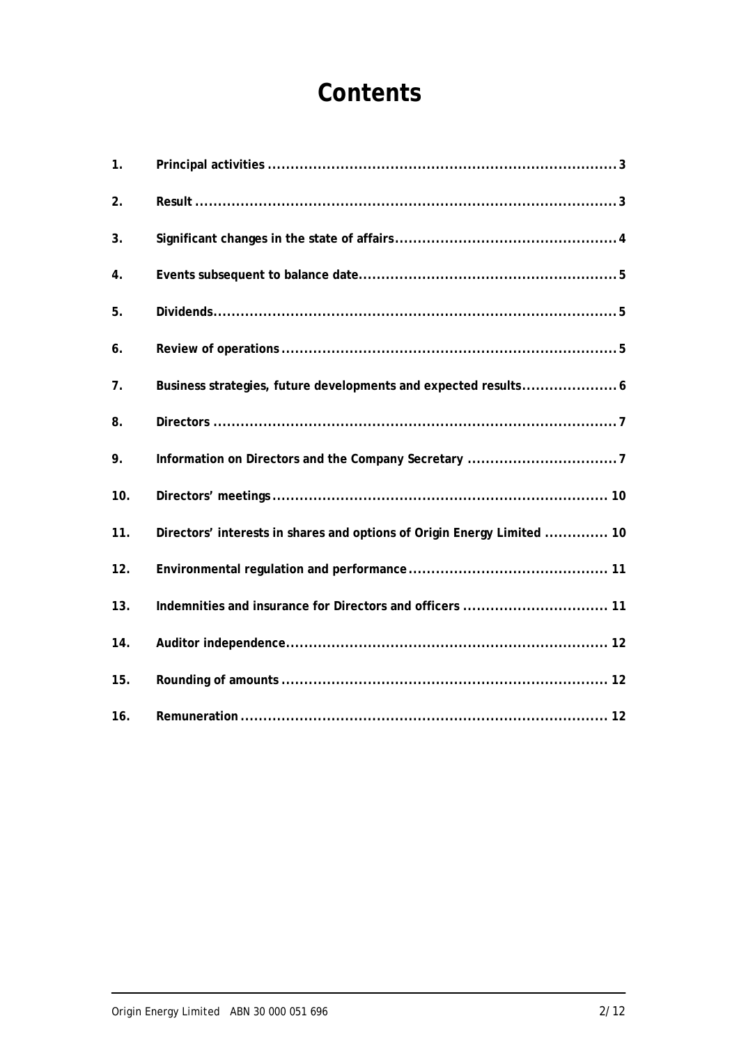# Contents

| | | |
|---|---|---|
| 1. | **Principal activities** | 3 |
| 2. | **Result** | 3 |
| 3. | **Significant changes in the state of affairs** | 4 |
| 4. | **Events subsequent to balance date** | 5 |
| 5. | **Dividends** | 5 |
| 6. | **Review of operations** | 5 |
| 7. | **Business strategies, future developments and expected results** | 6 |
| 8. | **Directors** | 7 |
| 9. | **Information on Directors and the Company Secretary** | 7 |
| 10. | **Directors' meetings** | 10 |
| 11. | **Directors' interests in shares and options of Origin Energy Limited** | 10 |
| 12. | **Environmental regulation and performance** | 11 |
| 13. | **Indemnities and insurance for Directors and officers** | 11 |
| 14. | **Auditor independence** | 12 |
| 15. | **Rounding of amounts** | 12 |
| 16. | **Remuneration** | 12 |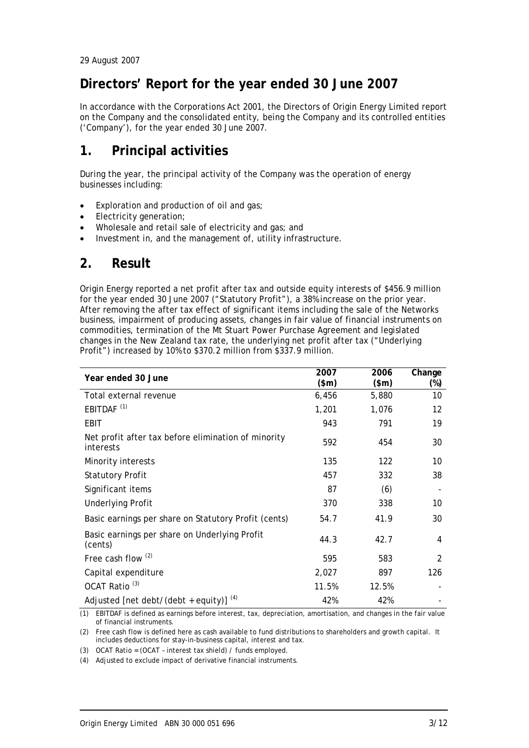29 August 2007

# Directors' Report for the year ended 30 June 2007

In accordance with the Corporations Act 2001, the Directors of Origin Energy Limited report on the Company and the consolidated entity, being the Company and its controlled entities ('Company'), for the year ended 30 June 2007.

## 1. Principal activities

During the year, the principal activity of the Company was the operation of energy businesses including:

- Exploration and production of oil and gas;
- Electricity generation;
- Wholesale and retail sale of electricity and gas; and
- Investment in, and the management of, utility infrastructure.

## 2. Result

Origin Energy reported a net profit after tax and outside equity interests of $456.9 million for the year ended 30 June 2007 ("Statutory Profit"), a 38% increase on the prior year. After removing the after tax effect of significant items including the sale of the Networks business, impairment of producing assets, changes in fair value of financial instruments on commodities, termination of the Mt Stuart Power Purchase Agreement and legislated changes in the New Zealand tax rate, the underlying net profit after tax ("Underlying Profit") increased by 10% to $370.2 million from $337.9 million.

| Year ended 30 June | 2007 ($m) | 2006 ($m) | Change (%) |
|---|---|---|---|
| Total external revenue | 6,456 | 5,880 | 10 |
| EBITDAF [(1)] | 1,201 | 1,076 | 12 |
| EBIT | 943 | 791 | 19 |
| Net profit after tax before elimination of minority interests | 592 | 454 | 30 |
| Minority interests | 135 | 122 | 10 |
| Statutory Profit | 457 | 332 | 38 |
| Significant items | 87 | (6) | - |
| Underlying Profit | 370 | 338 | 10 |
| Basic earnings per share on Statutory Profit (cents) | 54.7 | 41.9 | 30 |
| Basic earnings per share on Underlying Profit (cents) | 44.3 | 42.7 | 4 |
| Free cash flow [(2)] | 595 | 583 | 2 |
| Capital expenditure | 2,027 | 897 | 126 |
| OCAT Ratio [(3)] | 11.5% | 12.5% | - |
| Adjusted [net debt/(debt + equity)] [(4)] | 42% | 42% | - |

(1) EBITDAF is defined as earnings before interest, tax, depreciation, amortisation, and changes in the fair value of financial instruments.

(2) Free cash flow is defined here as cash available to fund distributions to shareholders and growth capital. It includes deductions for stay-in-business capital, interest and tax.

(3) OCAT Ratio = (OCAT – interest tax shield) / funds employed.

(4) Adjusted to exclude impact of derivative financial instruments.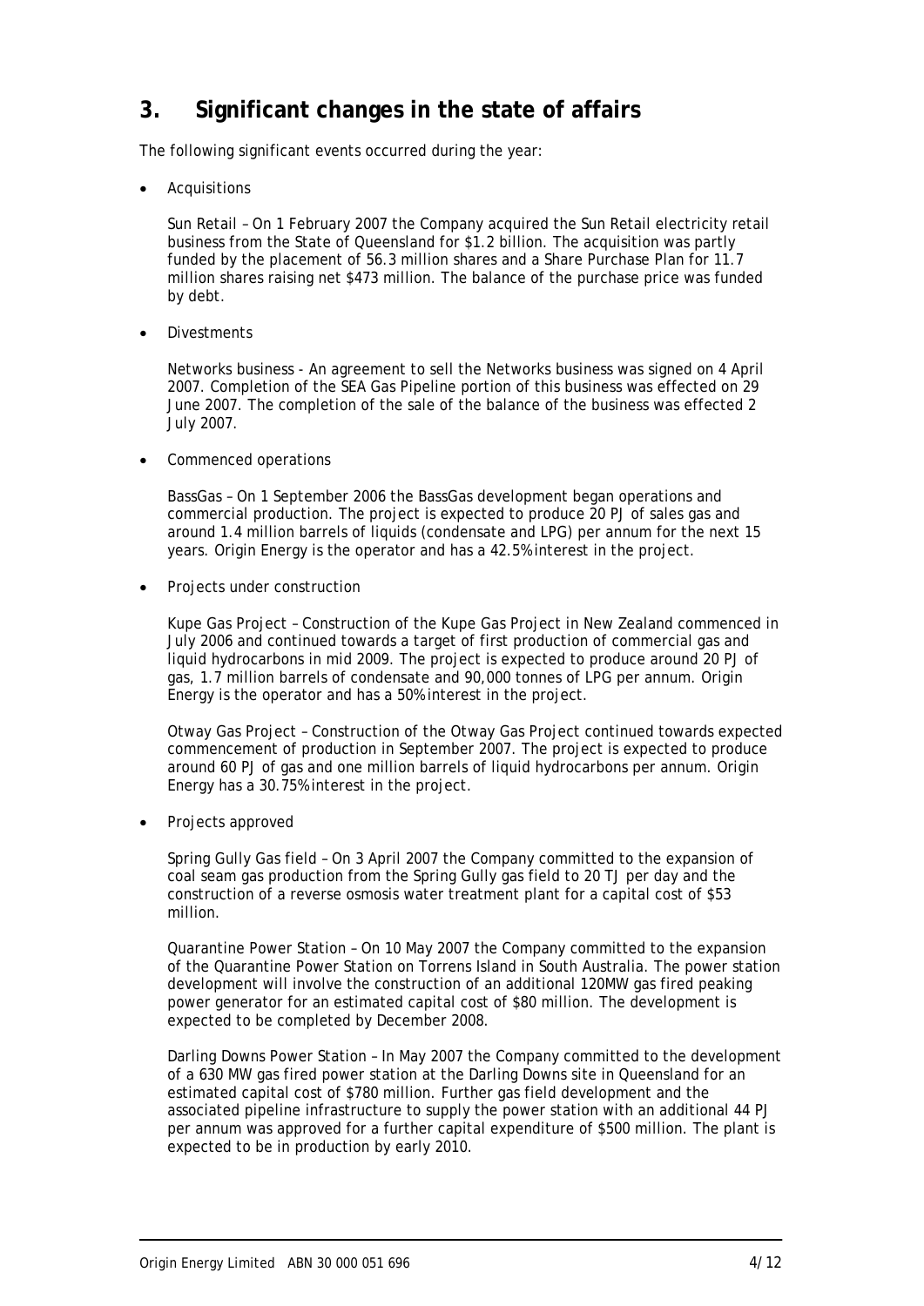## 3. Significant changes in the state of affairs

The following significant events occurred during the year:

- Acquisitions

  Sun Retail – On 1 February 2007 the Company acquired the Sun Retail electricity retail business from the State of Queensland for $1.2 billion. The acquisition was partly funded by the placement of 56.3 million shares and a Share Purchase Plan for 11.7 million shares raising net $473 million. The balance of the purchase price was funded by debt.

- Divestments

  Networks business - An agreement to sell the Networks business was signed on 4 April 2007. Completion of the SEA Gas Pipeline portion of this business was effected on 29 June 2007. The completion of the sale of the balance of the business was effected 2 July 2007.

- Commenced operations

  BassGas – On 1 September 2006 the BassGas development began operations and commercial production. The project is expected to produce 20 PJ of sales gas and around 1.4 million barrels of liquids (condensate and LPG) per annum for the next 15 years. Origin Energy is the operator and has a 42.5% interest in the project.

- Projects under construction

  Kupe Gas Project – Construction of the Kupe Gas Project in New Zealand commenced in July 2006 and continued towards a target of first production of commercial gas and liquid hydrocarbons in mid 2009. The project is expected to produce around 20 PJ of gas, 1.7 million barrels of condensate and 90,000 tonnes of LPG per annum. Origin Energy is the operator and has a 50% interest in the project.

  Otway Gas Project – Construction of the Otway Gas Project continued towards expected commencement of production in September 2007. The project is expected to produce around 60 PJ of gas and one million barrels of liquid hydrocarbons per annum. Origin Energy has a 30.75% interest in the project.

- Projects approved

  Spring Gully Gas field – On 3 April 2007 the Company committed to the expansion of coal seam gas production from the Spring Gully gas field to 20 TJ per day and the construction of a reverse osmosis water treatment plant for a capital cost of $53 million.

  Quarantine Power Station – On 10 May 2007 the Company committed to the expansion of the Quarantine Power Station on Torrens Island in South Australia. The power station development will involve the construction of an additional 120MW gas fired peaking power generator for an estimated capital cost of $80 million. The development is expected to be completed by December 2008.

  Darling Downs Power Station – In May 2007 the Company committed to the development of a 630 MW gas fired power station at the Darling Downs site in Queensland for an estimated capital cost of $780 million. Further gas field development and the associated pipeline infrastructure to supply the power station with an additional 44 PJ per annum was approved for a further capital expenditure of $500 million. The plant is expected to be in production by early 2010.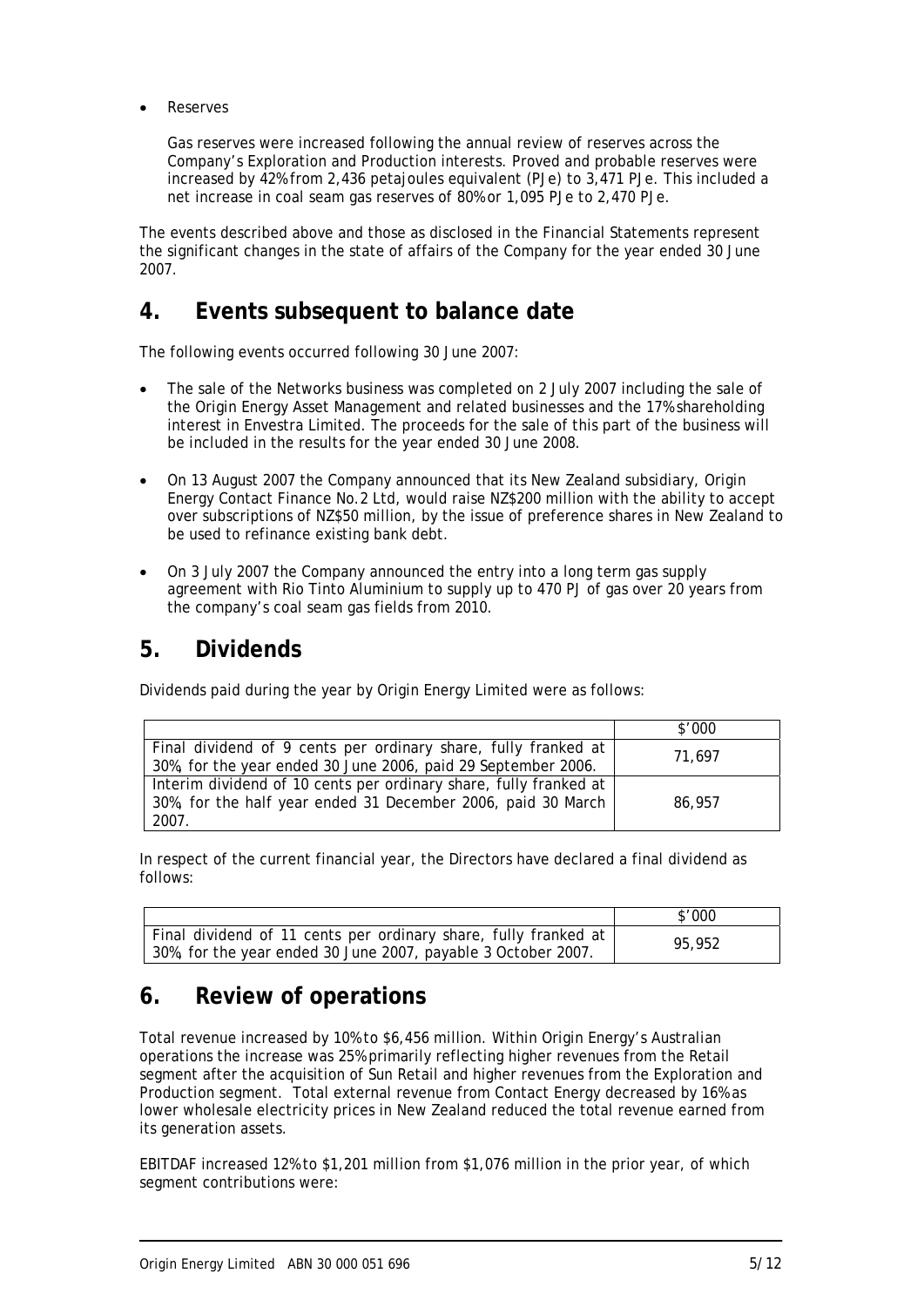- Reserves

  Gas reserves were increased following the annual review of reserves across the Company's Exploration and Production interests. Proved and probable reserves were increased by 42% from 2,436 petajoules equivalent (PJe) to 3,471 PJe. This included a net increase in coal seam gas reserves of 80% or 1,095 PJe to 2,470 PJe.

The events described above and those as disclosed in the Financial Statements represent the significant changes in the state of affairs of the Company for the year ended 30 June 2007.

## 4. Events subsequent to balance date

The following events occurred following 30 June 2007:

- The sale of the Networks business was completed on 2 July 2007 including the sale of the Origin Energy Asset Management and related businesses and the 17% shareholding interest in Envestra Limited. The proceeds for the sale of this part of the business will be included in the results for the year ended 30 June 2008.
- On 13 August 2007 the Company announced that its New Zealand subsidiary, Origin Energy Contact Finance No.2 Ltd, would raise NZ$200 million with the ability to accept over subscriptions of NZ$50 million, by the issue of preference shares in New Zealand to be used to refinance existing bank debt.
- On 3 July 2007 the Company announced the entry into a long term gas supply agreement with Rio Tinto Aluminium to supply up to 470 PJ of gas over 20 years from the company's coal seam gas fields from 2010.

## 5. Dividends

Dividends paid during the year by Origin Energy Limited were as follows:

| | $'000 |
|---|---|
| Final dividend of 9 cents per ordinary share, fully franked at 30%, for the year ended 30 June 2006, paid 29 September 2006. | 71,697 |
| Interim dividend of 10 cents per ordinary share, fully franked at 30%, for the half year ended 31 December 2006, paid 30 March 2007. | 86,957 |

In respect of the current financial year, the Directors have declared a final dividend as follows:

| | $'000 |
|---|---|
| Final dividend of 11 cents per ordinary share, fully franked at 30%, for the year ended 30 June 2007, payable 3 October 2007. | 95,952 |

## 6. Review of operations

Total revenue increased by 10% to $6,456 million. Within Origin Energy's Australian operations the increase was 25% primarily reflecting higher revenues from the Retail segment after the acquisition of Sun Retail and higher revenues from the Exploration and Production segment. Total external revenue from Contact Energy decreased by 16% as lower wholesale electricity prices in New Zealand reduced the total revenue earned from its generation assets.

EBITDAF increased 12% to $1,201 million from $1,076 million in the prior year, of which segment contributions were: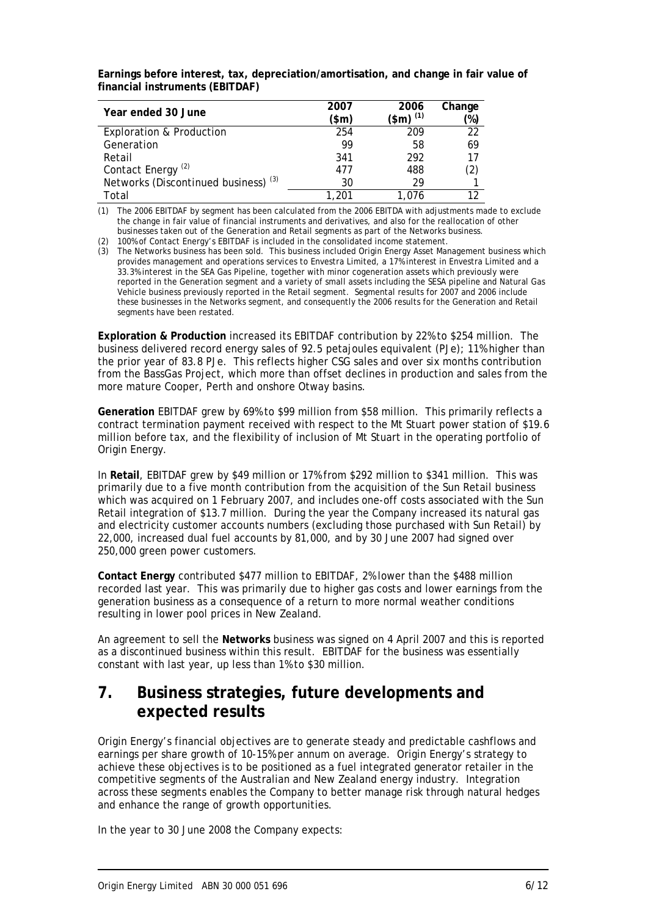**Earnings before interest, tax, depreciation/amortisation, and change in fair value of financial instruments (EBITDAF)**

| Year ended 30 June | 2007 ($m) | 2006 ($m) [(1)] | Change (%) |
|---|---|---|---|
| Exploration & Production | 254 | 209 | 22 |
| Generation | 99 | 58 | 69 |
| Retail | 341 | 292 | 17 |
| Contact Energy [(2)] | 477 | 488 | (2) |
| Networks (Discontinued business) [(3)] | 30 | 29 | 1 |
| Total | 1,201 | 1,076 | 12 |

(1) The 2006 EBITDAF by segment has been calculated from the 2006 EBITDA with adjustments made to exclude the change in fair value of financial instruments and derivatives, and also for the reallocation of other businesses taken out of the Generation and Retail segments as part of the Networks business.

(2) 100% of Contact Energy's EBITDAF is included in the consolidated income statement.

(3) The Networks business has been sold. This business included Origin Energy Asset Management business which provides management and operations services to Envestra Limited, a 17% interest in Envestra Limited and a 33.3% interest in the SEA Gas Pipeline, together with minor cogeneration assets which previously were reported in the Generation segment and a variety of small assets including the SESA pipeline and Natural Gas Vehicle business previously reported in the Retail segment. Segmental results for 2007 and 2006 include these businesses in the Networks segment, and consequently the 2006 results for the Generation and Retail segments have been restated.

**Exploration & Production** increased its EBITDAF contribution by 22% to $254 million. The business delivered record energy sales of 92.5 petajoules equivalent (PJe); 11% higher than the prior year of 83.8 PJe. This reflects higher CSG sales and over six months contribution from the BassGas Project, which more than offset declines in production and sales from the more mature Cooper, Perth and onshore Otway basins.

**Generation** EBITDAF grew by 69% to $99 million from $58 million. This primarily reflects a contract termination payment received with respect to the Mt Stuart power station of $19.6 million before tax, and the flexibility of inclusion of Mt Stuart in the operating portfolio of Origin Energy.

In **Retail**, EBITDAF grew by $49 million or 17% from $292 million to $341 million. This was primarily due to a five month contribution from the acquisition of the Sun Retail business which was acquired on 1 February 2007, and includes one-off costs associated with the Sun Retail integration of $13.7 million. During the year the Company increased its natural gas and electricity customer accounts numbers (excluding those purchased with Sun Retail) by 22,000, increased dual fuel accounts by 81,000, and by 30 June 2007 had signed over 250,000 green power customers.

**Contact Energy** contributed $477 million to EBITDAF, 2% lower than the $488 million recorded last year. This was primarily due to higher gas costs and lower earnings from the generation business as a consequence of a return to more normal weather conditions resulting in lower pool prices in New Zealand.

An agreement to sell the **Networks** business was signed on 4 April 2007 and this is reported as a discontinued business within this result. EBITDAF for the business was essentially constant with last year, up less than 1% to $30 million.

## 7. Business strategies, future developments and expected results

Origin Energy's financial objectives are to generate steady and predictable cashflows and earnings per share growth of 10-15% per annum on average. Origin Energy's strategy to achieve these objectives is to be positioned as a fuel integrated generator retailer in the competitive segments of the Australian and New Zealand energy industry. Integration across these segments enables the Company to better manage risk through natural hedges and enhance the range of growth opportunities.

In the year to 30 June 2008 the Company expects: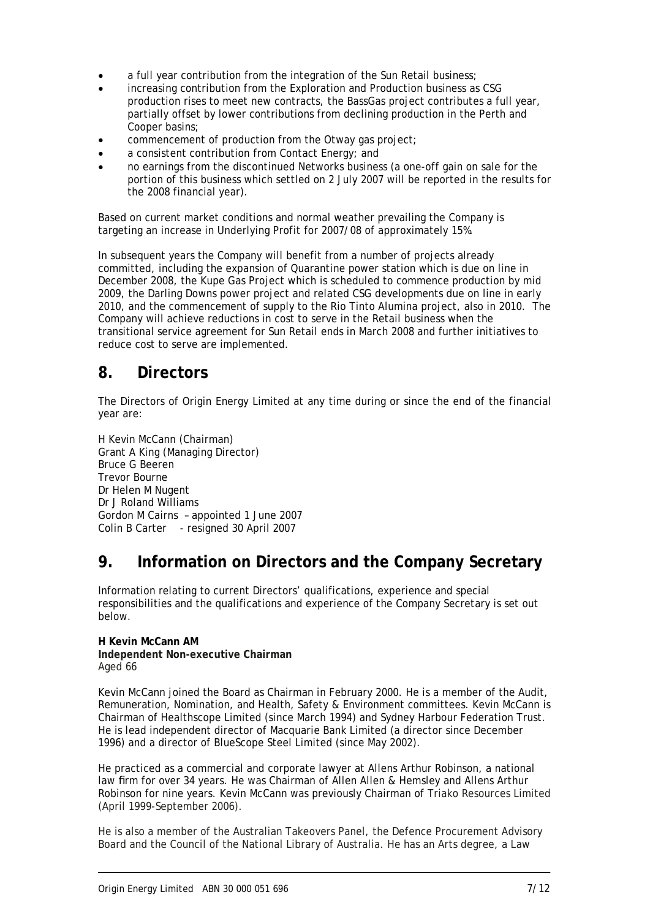- a full year contribution from the integration of the Sun Retail business;
- increasing contribution from the Exploration and Production business as CSG production rises to meet new contracts, the BassGas project contributes a full year, partially offset by lower contributions from declining production in the Perth and Cooper basins;
- commencement of production from the Otway gas project;
- a consistent contribution from Contact Energy; and
- no earnings from the discontinued Networks business (a one-off gain on sale for the portion of this business which settled on 2 July 2007 will be reported in the results for the 2008 financial year).

Based on current market conditions and normal weather prevailing the Company is targeting an increase in Underlying Profit for 2007/08 of approximately 15%.

In subsequent years the Company will benefit from a number of projects already committed, including the expansion of Quarantine power station which is due on line in December 2008, the Kupe Gas Project which is scheduled to commence production by mid 2009, the Darling Downs power project and related CSG developments due on line in early 2010, and the commencement of supply to the Rio Tinto Alumina project, also in 2010. The Company will achieve reductions in cost to serve in the Retail business when the transitional service agreement for Sun Retail ends in March 2008 and further initiatives to reduce cost to serve are implemented.

## 8. Directors

The Directors of Origin Energy Limited at any time during or since the end of the financial year are:

H Kevin McCann (Chairman)
Grant A King (Managing Director)
Bruce G Beeren
Trevor Bourne
Dr Helen M Nugent
Dr J Roland Williams
Gordon M Cairns – appointed 1 June 2007
Colin B Carter - resigned 30 April 2007

## 9. Information on Directors and the Company Secretary

Information relating to current Directors' qualifications, experience and special responsibilities and the qualifications and experience of the Company Secretary is set out below.

**H Kevin McCann AM**
**Independent Non-executive Chairman**
Aged 66

Kevin McCann joined the Board as Chairman in February 2000. He is a member of the Audit, Remuneration, Nomination, and Health, Safety & Environment committees. Kevin McCann is Chairman of Healthscope Limited (since March 1994) and Sydney Harbour Federation Trust. He is lead independent director of Macquarie Bank Limited (a director since December 1996) and a director of BlueScope Steel Limited (since May 2002).

He practiced as a commercial and corporate lawyer at Allens Arthur Robinson, a national law firm for over 34 years. He was Chairman of Allen Allen & Hemsley and Allens Arthur Robinson for nine years. Kevin McCann was previously Chairman of Triako Resources Limited (April 1999-September 2006).

He is also a member of the Australian Takeovers Panel, the Defence Procurement Advisory Board and the Council of the National Library of Australia. He has an Arts degree, a Law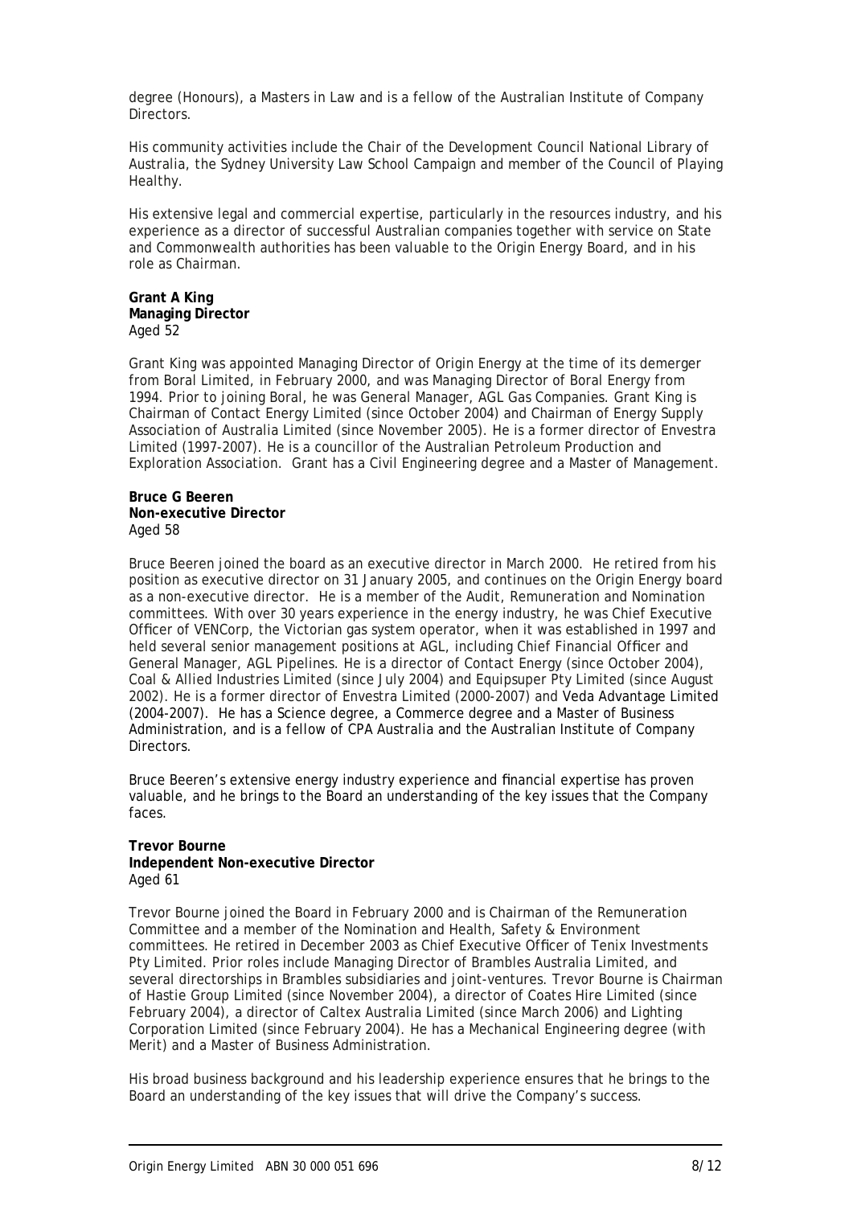degree (Honours), a Masters in Law and is a fellow of the Australian Institute of Company Directors.

His community activities include the Chair of the Development Council National Library of Australia, the Sydney University Law School Campaign and member of the Council of Playing Healthy.

His extensive legal and commercial expertise, particularly in the resources industry, and his experience as a director of successful Australian companies together with service on State and Commonwealth authorities has been valuable to the Origin Energy Board, and in his role as Chairman.

**Grant A King**
**Managing Director**
Aged 52

Grant King was appointed Managing Director of Origin Energy at the time of its demerger from Boral Limited, in February 2000, and was Managing Director of Boral Energy from 1994. Prior to joining Boral, he was General Manager, AGL Gas Companies. Grant King is Chairman of Contact Energy Limited (since October 2004) and Chairman of Energy Supply Association of Australia Limited (since November 2005). He is a former director of Envestra Limited (1997-2007). He is a councillor of the Australian Petroleum Production and Exploration Association. Grant has a Civil Engineering degree and a Master of Management.

**Bruce G Beeren**
**Non-executive Director**
Aged 58

Bruce Beeren joined the board as an executive director in March 2000. He retired from his position as executive director on 31 January 2005, and continues on the Origin Energy board as a non-executive director. He is a member of the Audit, Remuneration and Nomination committees. With over 30 years experience in the energy industry, he was Chief Executive Officer of VENCorp, the Victorian gas system operator, when it was established in 1997 and held several senior management positions at AGL, including Chief Financial Officer and General Manager, AGL Pipelines. He is a director of Contact Energy (since October 2004), Coal & Allied Industries Limited (since July 2004) and Equipsuper Pty Limited (since August 2002). He is a former director of Envestra Limited (2000-2007) and Veda Advantage Limited (2004-2007). He has a Science degree, a Commerce degree and a Master of Business Administration, and is a fellow of CPA Australia and the Australian Institute of Company Directors.

Bruce Beeren's extensive energy industry experience and financial expertise has proven valuable, and he brings to the Board an understanding of the key issues that the Company faces.

**Trevor Bourne**
**Independent Non-executive Director**
Aged 61

Trevor Bourne joined the Board in February 2000 and is Chairman of the Remuneration Committee and a member of the Nomination and Health, Safety & Environment committees. He retired in December 2003 as Chief Executive Officer of Tenix Investments Pty Limited. Prior roles include Managing Director of Brambles Australia Limited, and several directorships in Brambles subsidiaries and joint-ventures. Trevor Bourne is Chairman of Hastie Group Limited (since November 2004), a director of Coates Hire Limited (since February 2004), a director of Caltex Australia Limited (since March 2006) and Lighting Corporation Limited (since February 2004). He has a Mechanical Engineering degree (with Merit) and a Master of Business Administration.

His broad business background and his leadership experience ensures that he brings to the Board an understanding of the key issues that will drive the Company's success.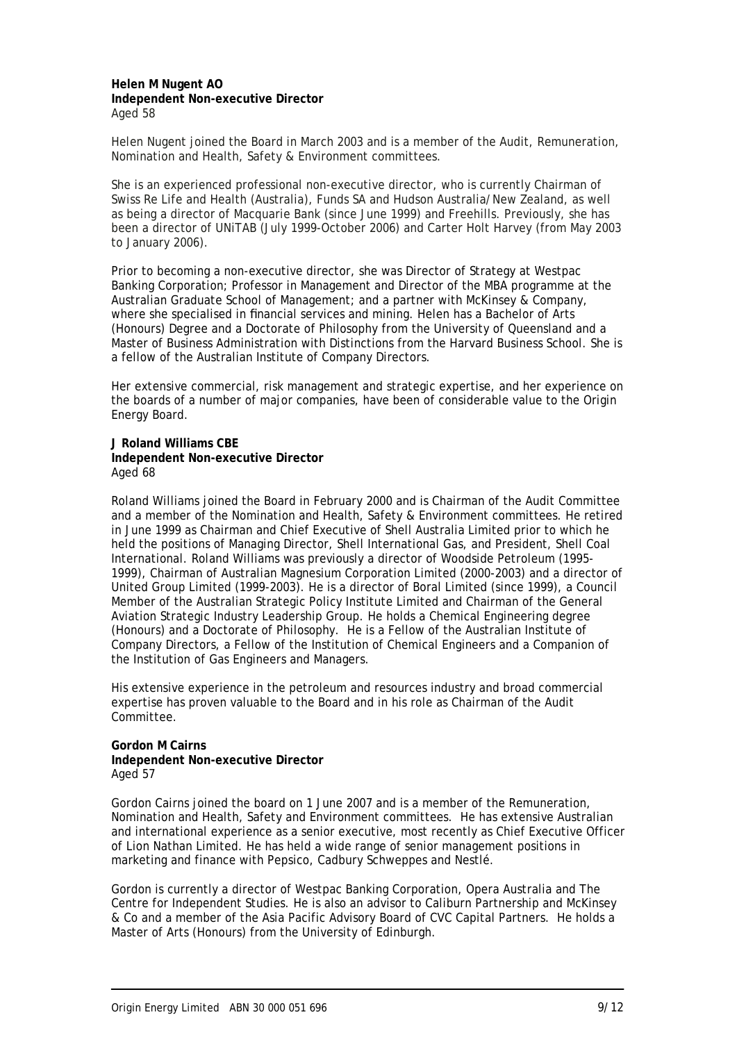**Helen M Nugent AO**
**Independent Non-executive Director**
Aged 58

Helen Nugent joined the Board in March 2003 and is a member of the Audit, Remuneration, Nomination and Health, Safety & Environment committees.

She is an experienced professional non-executive director, who is currently Chairman of Swiss Re Life and Health (Australia), Funds SA and Hudson Australia/New Zealand, as well as being a director of Macquarie Bank (since June 1999) and Freehills. Previously, she has been a director of UNiTAB (July 1999-October 2006) and Carter Holt Harvey (from May 2003 to January 2006).

Prior to becoming a non-executive director, she was Director of Strategy at Westpac Banking Corporation; Professor in Management and Director of the MBA programme at the Australian Graduate School of Management; and a partner with McKinsey & Company, where she specialised in financial services and mining. Helen has a Bachelor of Arts (Honours) Degree and a Doctorate of Philosophy from the University of Queensland and a Master of Business Administration with Distinctions from the Harvard Business School. She is a fellow of the Australian Institute of Company Directors.

Her extensive commercial, risk management and strategic expertise, and her experience on the boards of a number of major companies, have been of considerable value to the Origin Energy Board.

**J Roland Williams CBE**
**Independent Non-executive Director**
Aged 68

Roland Williams joined the Board in February 2000 and is Chairman of the Audit Committee and a member of the Nomination and Health, Safety & Environment committees. He retired in June 1999 as Chairman and Chief Executive of Shell Australia Limited prior to which he held the positions of Managing Director, Shell International Gas, and President, Shell Coal International. Roland Williams was previously a director of Woodside Petroleum (1995-1999), Chairman of Australian Magnesium Corporation Limited (2000-2003) and a director of United Group Limited (1999-2003). He is a director of Boral Limited (since 1999), a Council Member of the Australian Strategic Policy Institute Limited and Chairman of the General Aviation Strategic Industry Leadership Group. He holds a Chemical Engineering degree (Honours) and a Doctorate of Philosophy. He is a Fellow of the Australian Institute of Company Directors, a Fellow of the Institution of Chemical Engineers and a Companion of the Institution of Gas Engineers and Managers.

His extensive experience in the petroleum and resources industry and broad commercial expertise has proven valuable to the Board and in his role as Chairman of the Audit Committee.

**Gordon M Cairns**
**Independent Non-executive Director**
Aged 57

Gordon Cairns joined the board on 1 June 2007 and is a member of the Remuneration, Nomination and Health, Safety and Environment committees. He has extensive Australian and international experience as a senior executive, most recently as Chief Executive Officer of Lion Nathan Limited. He has held a wide range of senior management positions in marketing and finance with Pepsico, Cadbury Schweppes and Nestlé.

Gordon is currently a director of Westpac Banking Corporation, Opera Australia and The Centre for Independent Studies. He is also an advisor to Caliburn Partnership and McKinsey & Co and a member of the Asia Pacific Advisory Board of CVC Capital Partners. He holds a Master of Arts (Honours) from the University of Edinburgh.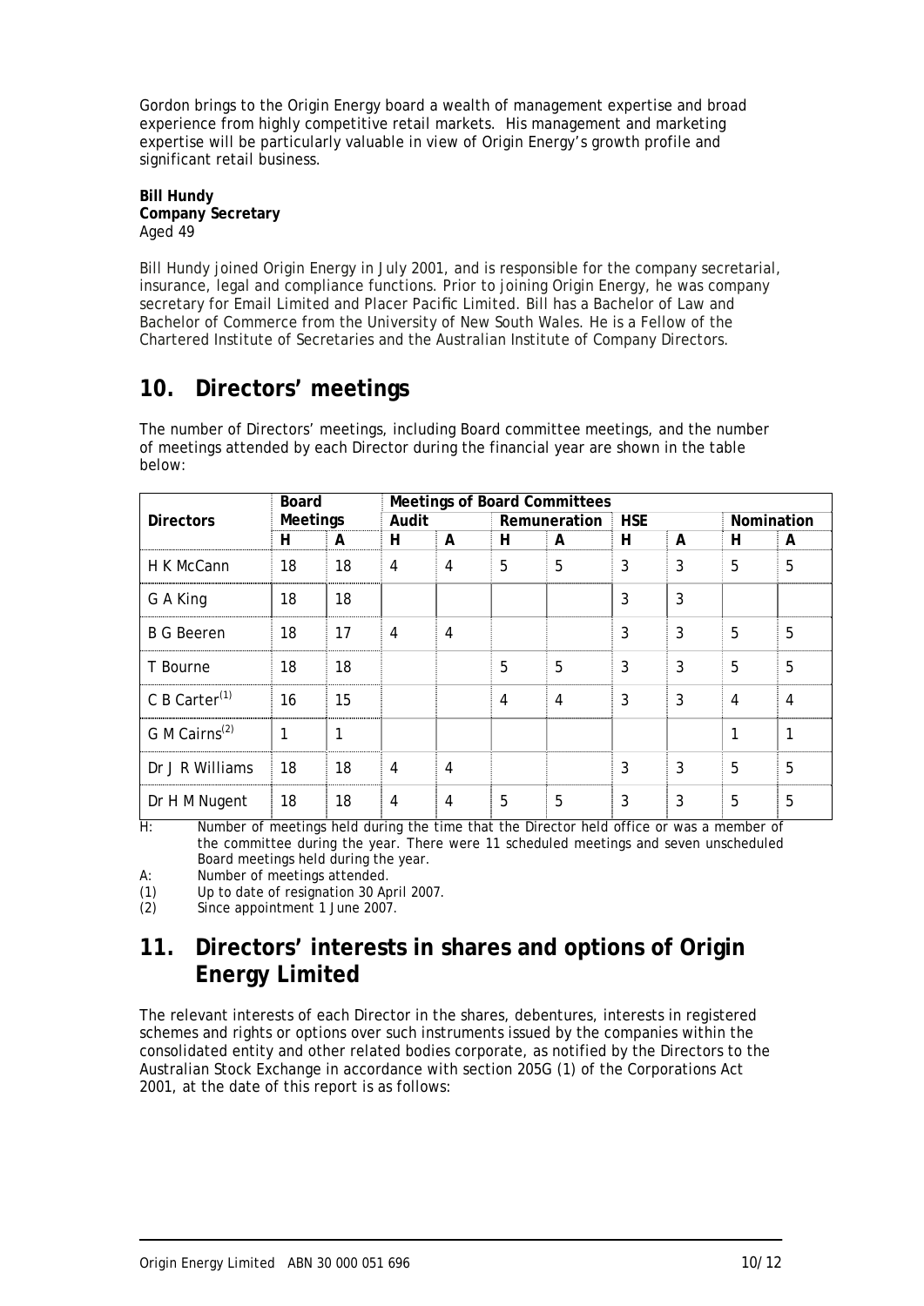Gordon brings to the Origin Energy board a wealth of management expertise and broad experience from highly competitive retail markets. His management and marketing expertise will be particularly valuable in view of Origin Energy's growth profile and significant retail business.

**Bill Hundy**
**Company Secretary**
Aged 49

Bill Hundy joined Origin Energy in July 2001, and is responsible for the company secretarial, insurance, legal and compliance functions. Prior to joining Origin Energy, he was company secretary for Email Limited and Placer Pacific Limited. Bill has a Bachelor of Law and Bachelor of Commerce from the University of New South Wales. He is a Fellow of the Chartered Institute of Secretaries and the Australian Institute of Company Directors.

## 10. Directors' meetings

The number of Directors' meetings, including Board committee meetings, and the number of meetings attended by each Director during the financial year are shown in the table below:

| Directors | Board Meetings | | Meetings of Board Committees | | | | | | | |
|---|---|---|---|---|---|---|---|---|---|---|
| | | | Audit | | Remuneration | | HSE | | Nomination | |
| | H | A | H | A | H | A | H | A | H | A |
| H K McCann | 18 | 18 | 4 | 4 | 5 | 5 | 3 | 3 | 5 | 5 |
| G A King | 18 | 18 | | | | | 3 | 3 | | |
| B G Beeren | 18 | 17 | 4 | 4 | | | 3 | 3 | 5 | 5 |
| T Bourne | 18 | 18 | | | 5 | 5 | 3 | 3 | 5 | 5 |
| C B Carter[(1)] | 16 | 15 | | | 4 | 4 | 3 | 3 | 4 | 4 |
| G M Cairns[(2)] | 1 | 1 | | | | | | | 1 | 1 |
| Dr J R Williams | 18 | 18 | 4 | 4 | | | 3 | 3 | 5 | 5 |
| Dr H M Nugent | 18 | 18 | 4 | 4 | 5 | 5 | 3 | 3 | 5 | 5 |

H: Number of meetings held during the time that the Director held office or was a member of the committee during the year. There were 11 scheduled meetings and seven unscheduled Board meetings held during the year.

A: Number of meetings attended.

(1) Up to date of resignation 30 April 2007.

(2) Since appointment 1 June 2007.

## 11. Directors' interests in shares and options of Origin Energy Limited

The relevant interests of each Director in the shares, debentures, interests in registered schemes and rights or options over such instruments issued by the companies within the consolidated entity and other related bodies corporate, as notified by the Directors to the Australian Stock Exchange in accordance with section 205G (1) of the Corporations Act 2001, at the date of this report is as follows: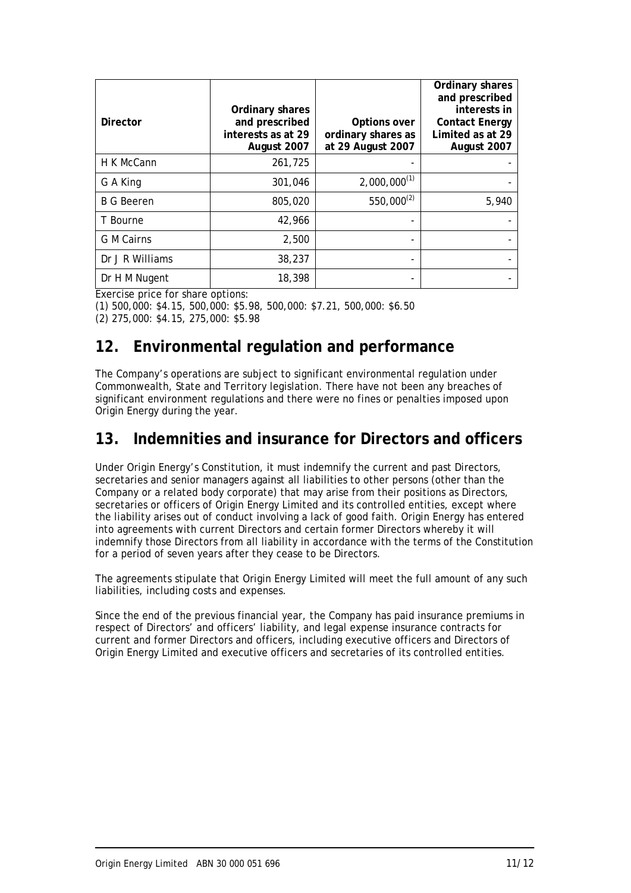| Director | Ordinary shares and prescribed interests as at 29 August 2007 | Options over ordinary shares as at 29 August 2007 | Ordinary shares and prescribed interests in Contact Energy Limited as at 29 August 2007 |
|---|---|---|---|
| H K McCann | 261,725 | - | - |
| G A King | 301,046 | 2,000,000[(1)] | - |
| B G Beeren | 805,020 | 550,000[(2)] | 5,940 |
| T Bourne | 42,966 | - | - |
| G M Cairns | 2,500 | - | - |
| Dr J R Williams | 38,237 | - | - |
| Dr H M Nugent | 18,398 | - | - |

Exercise price for share options:

(1) 500,000: $4.15, 500,000: $5.98, 500,000: $7.21, 500,000: $6.50

(2) 275,000: $4.15, 275,000: $5.98

## 12. Environmental regulation and performance

The Company's operations are subject to significant environmental regulation under Commonwealth, State and Territory legislation. There have not been any breaches of significant environment regulations and there were no fines or penalties imposed upon Origin Energy during the year.

## 13. Indemnities and insurance for Directors and officers

Under Origin Energy's Constitution, it must indemnify the current and past Directors, secretaries and senior managers against all liabilities to other persons (other than the Company or a related body corporate) that may arise from their positions as Directors, secretaries or officers of Origin Energy Limited and its controlled entities, except where the liability arises out of conduct involving a lack of good faith. Origin Energy has entered into agreements with current Directors and certain former Directors whereby it will indemnify those Directors from all liability in accordance with the terms of the Constitution for a period of seven years after they cease to be Directors.

The agreements stipulate that Origin Energy Limited will meet the full amount of any such liabilities, including costs and expenses.

Since the end of the previous financial year, the Company has paid insurance premiums in respect of Directors' and officers' liability, and legal expense insurance contracts for current and former Directors and officers, including executive officers and Directors of Origin Energy Limited and executive officers and secretaries of its controlled entities.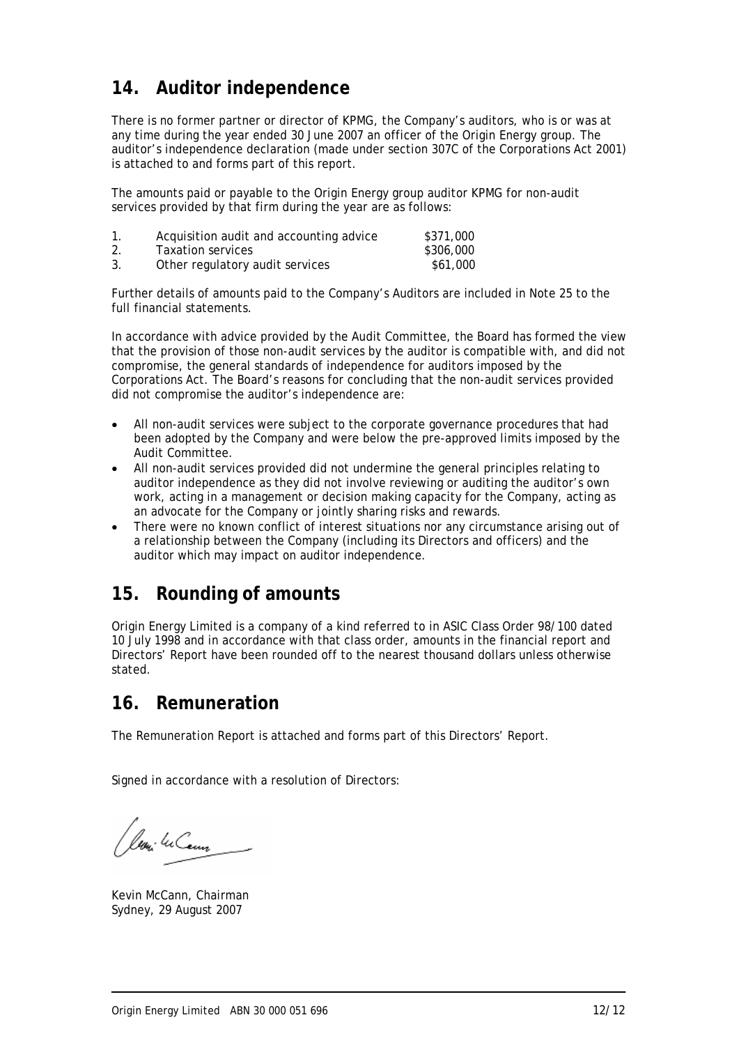## 14. Auditor independence

There is no former partner or director of KPMG, the Company's auditors, who is or was at any time during the year ended 30 June 2007 an officer of the Origin Energy group. The auditor's independence declaration (made under section 307C of the Corporations Act 2001) is attached to and forms part of this report.

The amounts paid or payable to the Origin Energy group auditor KPMG for non-audit services provided by that firm during the year are as follows:

| | | |
|---|---|---|
| 1. | Acquisition audit and accounting advice | \$371,000 |
| 2. | Taxation services | \$306,000 |
| 3. | Other regulatory audit services | \$61,000 |

Further details of amounts paid to the Company's Auditors are included in Note 25 to the full financial statements.

In accordance with advice provided by the Audit Committee, the Board has formed the view that the provision of those non-audit services by the auditor is compatible with, and did not compromise, the general standards of independence for auditors imposed by the Corporations Act. The Board's reasons for concluding that the non-audit services provided did not compromise the auditor's independence are:

- All non-audit services were subject to the corporate governance procedures that had been adopted by the Company and were below the pre-approved limits imposed by the Audit Committee.
- All non-audit services provided did not undermine the general principles relating to auditor independence as they did not involve reviewing or auditing the auditor's own work, acting in a management or decision making capacity for the Company, acting as an advocate for the Company or jointly sharing risks and rewards.
- There were no known conflict of interest situations nor any circumstance arising out of a relationship between the Company (including its Directors and officers) and the auditor which may impact on auditor independence.

## 15. Rounding of amounts

Origin Energy Limited is a company of a kind referred to in ASIC Class Order 98/100 dated 10 July 1998 and in accordance with that class order, amounts in the financial report and Directors' Report have been rounded off to the nearest thousand dollars unless otherwise stated.

## 16. Remuneration

The Remuneration Report is attached and forms part of this Directors' Report.

Signed in accordance with a resolution of Directors:

Kevin McCann, Chairman
Sydney, 29 August 2007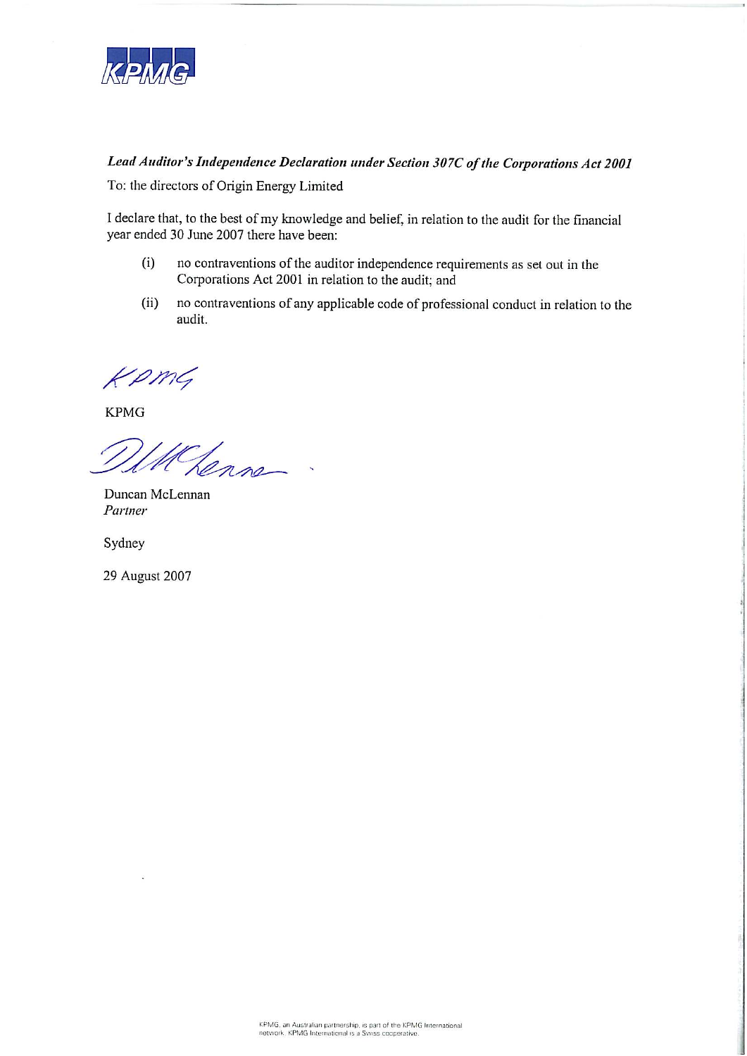KPMG

***Lead Auditor's Independence Declaration under Section 307C of the Corporations Act 2001***

To: the directors of Origin Energy Limited

I declare that, to the best of my knowledge and belief, in relation to the audit for the financial year ended 30 June 2007 there have been:

(i) no contraventions of the auditor independence requirements as set out in the Corporations Act 2001 in relation to the audit; and

(ii) no contraventions of any applicable code of professional conduct in relation to the audit.

KPMG

KPMG

Duncan McLennan
*Partner*

Sydney

29 August 2007

KPMG, an Australian partnership, is part of the KPMG International network. KPMG International is a Swiss cooperative.